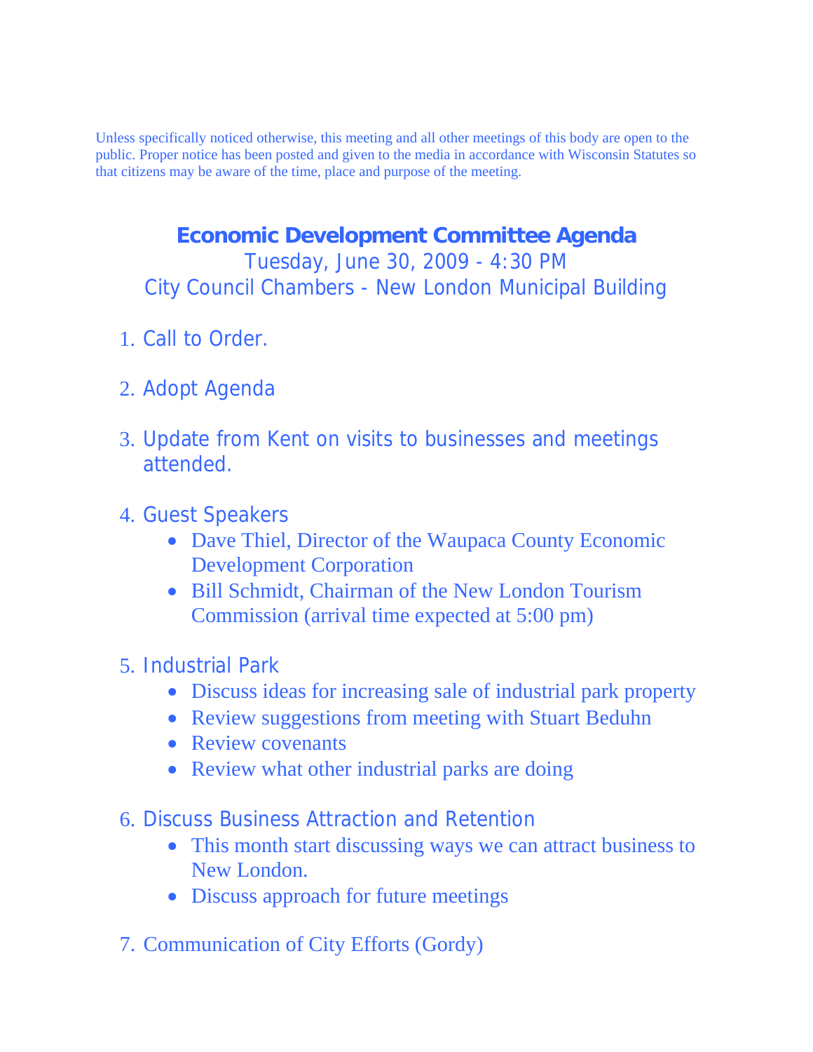Unless specifically noticed otherwise, this meeting and all other meetings of this body are open to the public. Proper notice has been posted and given to the media in accordance with Wisconsin Statutes so that citizens may be aware of the time, place and purpose of the meeting.

# Economic Development Committee Agenda

Tuesday, June 30, 2009 - 4:30 PM

City Council Chambers - New London Municipal Building

1. Call to Order.

2. Adopt Agenda

3. Update from Kent on visits to businesses and meetings attended.

4. Guest Speakers
   - Dave Thiel, Director of the Waupaca County Economic Development Corporation
   - Bill Schmidt, Chairman of the New London Tourism Commission (arrival time expected at 5:00 pm)

5. Industrial Park
   - Discuss ideas for increasing sale of industrial park property
   - Review suggestions from meeting with Stuart Beduhn
   - Review covenants
   - Review what other industrial parks are doing

6. Discuss Business Attraction and Retention
   - This month start discussing ways we can attract business to New London.
   - Discuss approach for future meetings

7. Communication of City Efforts (Gordy)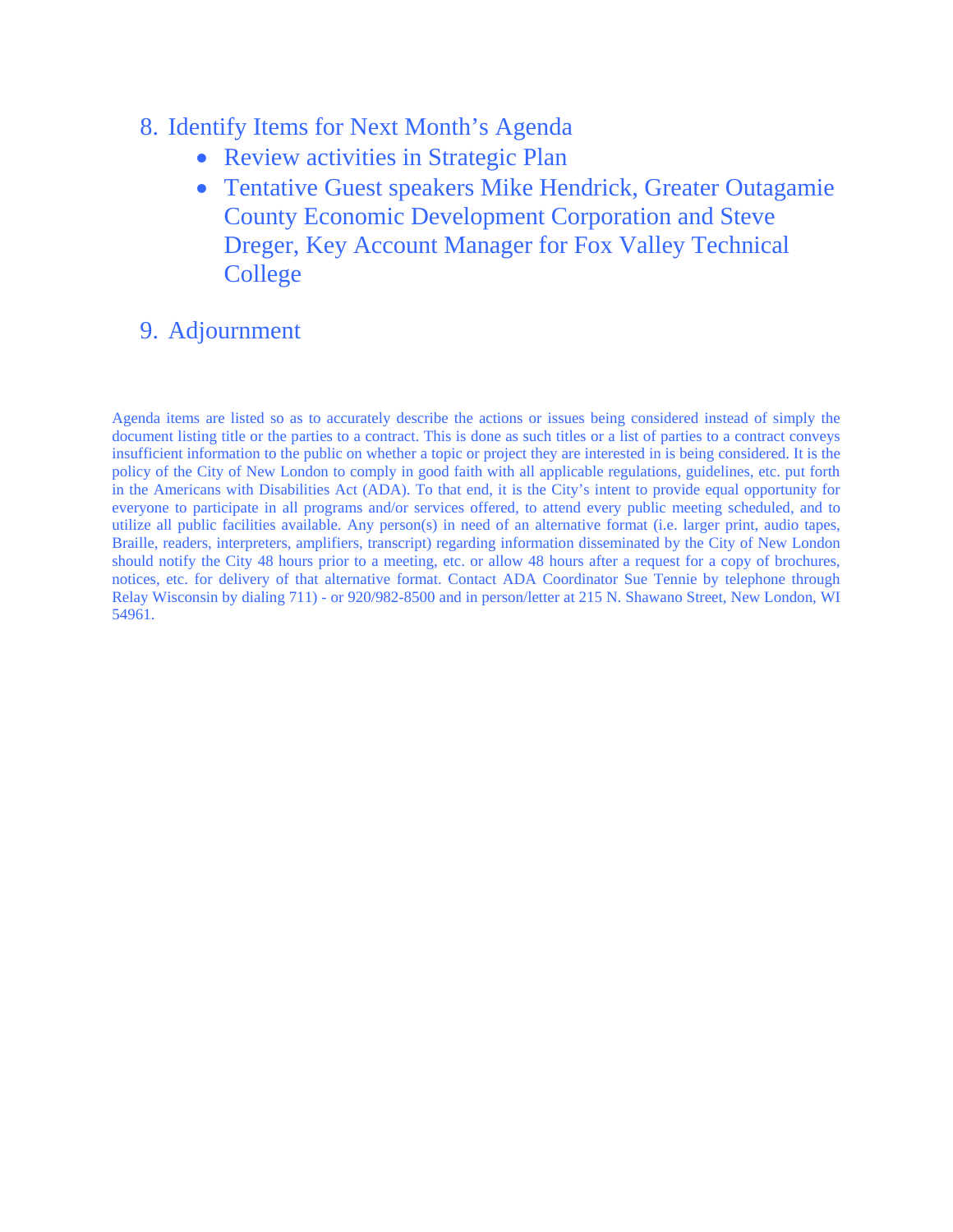8. Identify Items for Next Month's Agenda
    - Review activities in Strategic Plan
    - Tentative Guest speakers Mike Hendrick, Greater Outagamie County Economic Development Corporation and Steve Dreger, Key Account Manager for Fox Valley Technical College

9. Adjournment

Agenda items are listed so as to accurately describe the actions or issues being considered instead of simply the document listing title or the parties to a contract. This is done as such titles or a list of parties to a contract conveys insufficient information to the public on whether a topic or project they are interested in is being considered. It is the policy of the City of New London to comply in good faith with all applicable regulations, guidelines, etc. put forth in the Americans with Disabilities Act (ADA). To that end, it is the City's intent to provide equal opportunity for everyone to participate in all programs and/or services offered, to attend every public meeting scheduled, and to utilize all public facilities available. Any person(s) in need of an alternative format (i.e. larger print, audio tapes, Braille, readers, interpreters, amplifiers, transcript) regarding information disseminated by the City of New London should notify the City 48 hours prior to a meeting, etc. or allow 48 hours after a request for a copy of brochures, notices, etc. for delivery of that alternative format. Contact ADA Coordinator Sue Tennie by telephone through Relay Wisconsin by dialing 711) - or 920/982-8500 and in person/letter at 215 N. Shawano Street, New London, WI 54961.